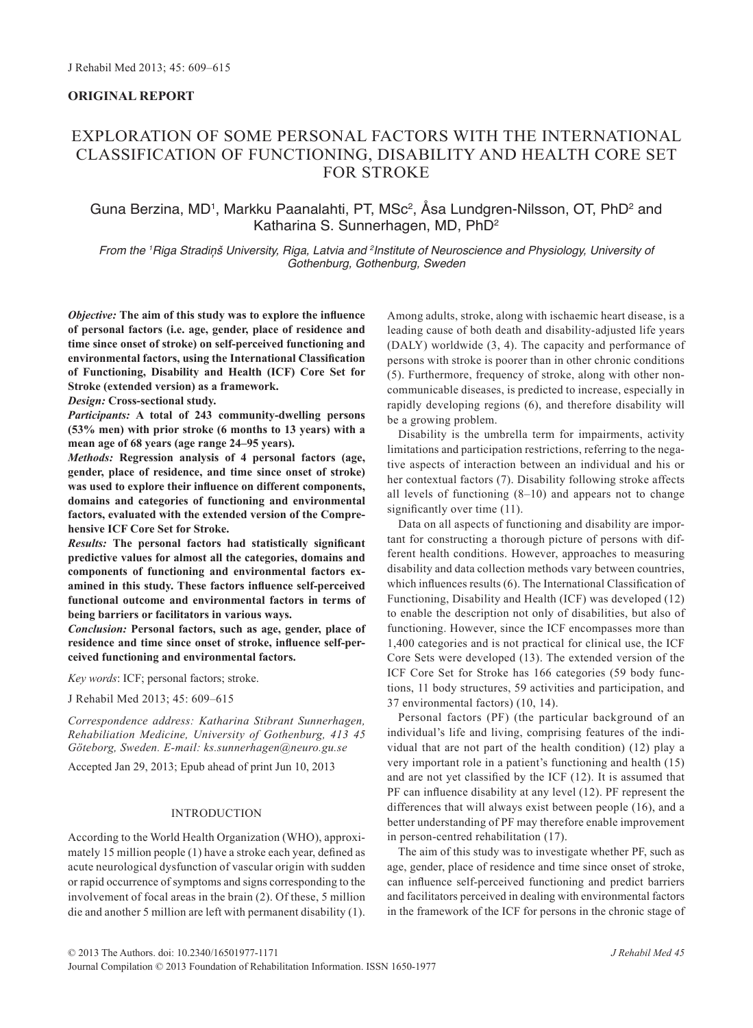**ORIGINAL REPORT**

# EXPLORATION OF SOME PERSONAL FACTORS WITH THE INTERNATIONAL CLASSIFICATION OF FUNCTIONING, DISABILITY AND HEALTH CORE SET FOR STROKE

Guna Berzina, MD[1], Markku Paanalahti, PT, MSc[2], Åsa Lundgren-Nilsson, OT, PhD[2] and Katharina S. Sunnerhagen, MD, PhD[2]

*From the [1]Riga Stradiņš University, Riga, Latvia and [2]Institute of Neuroscience and Physiology, University of Gothenburg, Gothenburg, Sweden*

***Objective:*** **The aim of this study was to explore the influence of personal factors (i.e. age, gender, place of residence and time since onset of stroke) on self-perceived functioning and environmental factors, using the International Classification of Functioning, Disability and Health (ICF) Core Set for Stroke (extended version) as a framework.**

***Design:*** **Cross-sectional study.**

***Participants:*** **A total of 243 community-dwelling persons (53% men) with prior stroke (6 months to 13 years) with a mean age of 68 years (age range 24–95 years).**

***Methods:*** **Regression analysis of 4 personal factors (age, gender, place of residence, and time since onset of stroke) was used to explore their influence on different components, domains and categories of functioning and environmental factors, evaluated with the extended version of the Comprehensive ICF Core Set for Stroke.**

***Results:*** **The personal factors had statistically significant predictive values for almost all the categories, domains and components of functioning and environmental factors examined in this study. These factors influence self-perceived functional outcome and environmental factors in terms of being barriers or facilitators in various ways.**

***Conclusion:*** **Personal factors, such as age, gender, place of residence and time since onset of stroke, influence self-perceived functioning and environmental factors.**

*Key words*: ICF; personal factors; stroke.

J Rehabil Med 2013; 45: 609–615

*Correspondence address: Katharina Stibrant Sunnerhagen, Rehabiliation Medicine, University of Gothenburg, 413 45 Göteborg, Sweden. E-mail: ks.sunnerhagen@neuro.gu.se*

Accepted Jan 29, 2013; Epub ahead of print Jun 10, 2013

## INTRODUCTION

According to the World Health Organization (WHO), approximately 15 million people (1) have a stroke each year, defined as acute neurological dysfunction of vascular origin with sudden or rapid occurrence of symptoms and signs corresponding to the involvement of focal areas in the brain (2). Of these, 5 million die and another 5 million are left with permanent disability (1). Among adults, stroke, along with ischaemic heart disease, is a leading cause of both death and disability-adjusted life years (DALY) worldwide (3, 4). The capacity and performance of persons with stroke is poorer than in other chronic conditions (5). Furthermore, frequency of stroke, along with other non-communicable diseases, is predicted to increase, especially in rapidly developing regions (6), and therefore disability will be a growing problem.

Disability is the umbrella term for impairments, activity limitations and participation restrictions, referring to the negative aspects of interaction between an individual and his or her contextual factors (7). Disability following stroke affects all levels of functioning (8–10) and appears not to change significantly over time (11).

Data on all aspects of functioning and disability are important for constructing a thorough picture of persons with different health conditions. However, approaches to measuring disability and data collection methods vary between countries, which influences results (6). The International Classification of Functioning, Disability and Health (ICF) was developed (12) to enable the description not only of disabilities, but also of functioning. However, since the ICF encompasses more than 1,400 categories and is not practical for clinical use, the ICF Core Sets were developed (13). The extended version of the ICF Core Set for Stroke has 166 categories (59 body functions, 11 body structures, 59 activities and participation, and 37 environmental factors) (10, 14).

Personal factors (PF) (the particular background of an individual's life and living, comprising features of the individual that are not part of the health condition) (12) play a very important role in a patient's functioning and health (15) and are not yet classified by the ICF (12). It is assumed that PF can influence disability at any level (12). PF represent the differences that will always exist between people (16), and a better understanding of PF may therefore enable improvement in person-centred rehabilitation (17).

The aim of this study was to investigate whether PF, such as age, gender, place of residence and time since onset of stroke, can influence self-perceived functioning and predict barriers and facilitators perceived in dealing with environmental factors in the framework of the ICF for persons in the chronic stage of

© 2013 The Authors. doi: 10.2340/16501977-1171
Journal Compilation © 2013 Foundation of Rehabilitation Information. ISSN 1650-1977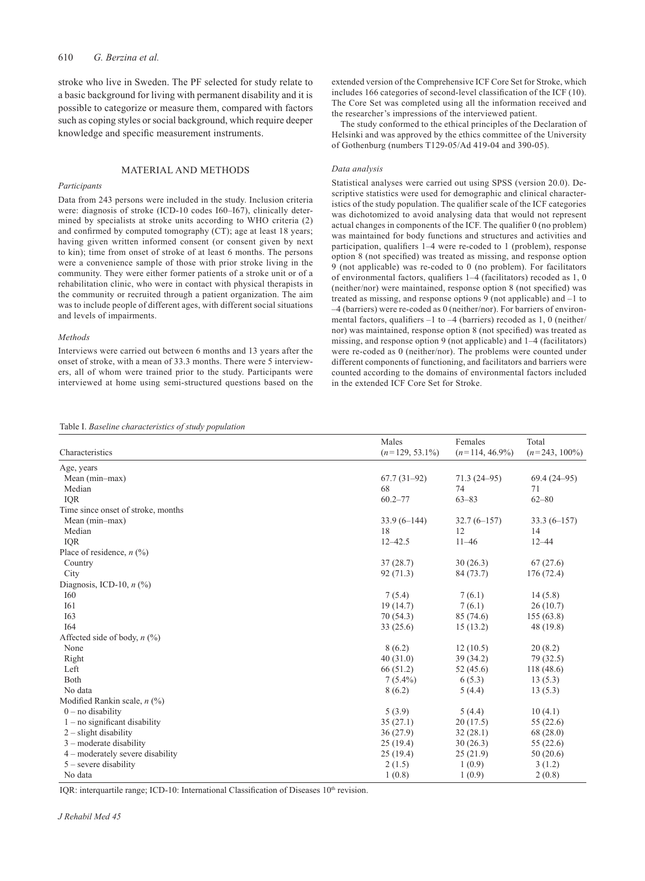stroke who live in Sweden. The PF selected for study relate to a basic background for living with permanent disability and it is possible to categorize or measure them, compared with factors such as coping styles or social background, which require deeper knowledge and specific measurement instruments.

## MATERIAL AND METHODS

### *Participants*

Data from 243 persons were included in the study. Inclusion criteria were: diagnosis of stroke (ICD-10 codes I60–I67), clinically determined by specialists at stroke units according to WHO criteria (2) and confirmed by computed tomography (CT); age at least 18 years; having given written informed consent (or consent given by next to kin); time from onset of stroke of at least 6 months. The persons were a convenience sample of those with prior stroke living in the community. They were either former patients of a stroke unit or of a rehabilitation clinic, who were in contact with physical therapists in the community or recruited through a patient organization. The aim was to include people of different ages, with different social situations and levels of impairments.

### *Methods*

Interviews were carried out between 6 months and 13 years after the onset of stroke, with a mean of 33.3 months. There were 5 interviewers, all of whom were trained prior to the study. Participants were interviewed at home using semi-structured questions based on the extended version of the Comprehensive ICF Core Set for Stroke, which includes 166 categories of second-level classification of the ICF (10). The Core Set was completed using all the information received and the researcher's impressions of the interviewed patient.

The study conformed to the ethical principles of the Declaration of Helsinki and was approved by the ethics committee of the University of Gothenburg (numbers T129-05/Ad 419-04 and 390-05).

### *Data analysis*

Statistical analyses were carried out using SPSS (version 20.0). Descriptive statistics were used for demographic and clinical characteristics of the study population. The qualifier scale of the ICF categories was dichotomized to avoid analysing data that would not represent actual changes in components of the ICF. The qualifier 0 (no problem) was maintained for body functions and structures and activities and participation, qualifiers 1–4 were re-coded to 1 (problem), response option 8 (not specified) was treated as missing, and response option 9 (not applicable) was re-coded to 0 (no problem). For facilitators of environmental factors, qualifiers 1–4 (facilitators) recoded as 1, 0 (neither/nor) were maintained, response option 8 (not specified) was treated as missing, and response options 9 (not applicable) and –1 to –4 (barriers) were re-coded as 0 (neither/nor). For barriers of environmental factors, qualifiers –1 to –4 (barriers) recoded as 1, 0 (neither/nor) was maintained, response option 8 (not specified) was treated as missing, and response option 9 (not applicable) and 1–4 (facilitators) were re-coded as 0 (neither/nor). The problems were counted under different components of functioning, and facilitators and barriers were counted according to the domains of environmental factors included in the extended ICF Core Set for Stroke.

Table I. *Baseline characteristics of study population*

| Characteristics | Males ($n$=129, 53.1%) | Females ($n$=114, 46.9%) | Total ($n$=243, 100%) |
|---|---|---|---|
| Age, years | | | |
| Mean (min–max) | 67.7 (31–92) | 71.3 (24–95) | 69.4 (24–95) |
| Median | 68 | 74 | 71 |
| IQR | 60.2–77 | 63–83 | 62–80 |
| Time since onset of stroke, months | | | |
| Mean (min–max) | 33.9 (6–144) | 32.7 (6–157) | 33.3 (6–157) |
| Median | 18 | 12 | 14 |
| IQR | 12–42.5 | 11–46 | 12–44 |
| Place of residence, $n$ (%) | | | |
| Country | 37 (28.7) | 30 (26.3) | 67 (27.6) |
| City | 92 (71.3) | 84 (73.7) | 176 (72.4) |
| Diagnosis, ICD-10, $n$ (%) | | | |
| I60 | 7 (5.4) | 7 (6.1) | 14 (5.8) |
| I61 | 19 (14.7) | 7 (6.1) | 26 (10.7) |
| I63 | 70 (54.3) | 85 (74.6) | 155 (63.8) |
| I64 | 33 (25.6) | 15 (13.2) | 48 (19.8) |
| Affected side of body, $n$ (%) | | | |
| None | 8 (6.2) | 12 (10.5) | 20 (8.2) |
| Right | 40 (31.0) | 39 (34.2) | 79 (32.5) |
| Left | 66 (51.2) | 52 (45.6) | 118 (48.6) |
| Both | 7 (5.4%) | 6 (5.3) | 13 (5.3) |
| No data | 8 (6.2) | 5 (4.4) | 13 (5.3) |
| Modified Rankin scale, $n$ (%) | | | |
| 0 – no disability | 5 (3.9) | 5 (4.4) | 10 (4.1) |
| 1 – no significant disability | 35 (27.1) | 20 (17.5) | 55 (22.6) |
| 2 – slight disability | 36 (27.9) | 32 (28.1) | 68 (28.0) |
| 3 – moderate disability | 25 (19.4) | 30 (26.3) | 55 (22.6) |
| 4 – moderately severe disability | 25 (19.4) | 25 (21.9) | 50 (20.6) |
| 5 – severe disability | 2 (1.5) | 1 (0.9) | 3 (1.2) |
| No data | 1 (0.8) | 1 (0.9) | 2 (0.8) |

IQR: interquartile range; ICD-10: International Classification of Diseases 10th revision.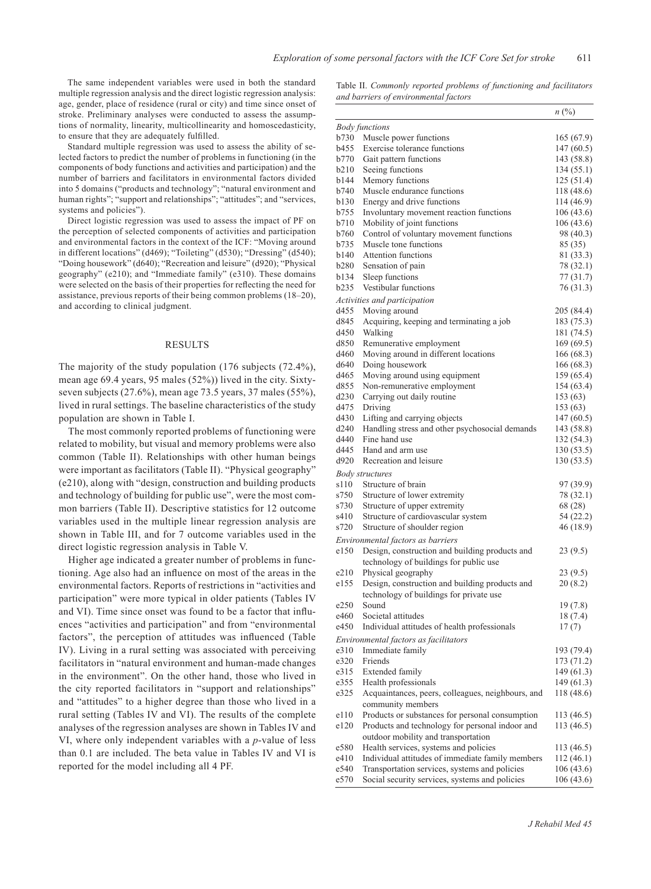The same independent variables were used in both the standard multiple regression analysis and the direct logistic regression analysis: age, gender, place of residence (rural or city) and time since onset of stroke. Preliminary analyses were conducted to assess the assumptions of normality, linearity, multicollinearity and homoscedasticity, to ensure that they are adequately fulfilled.

Standard multiple regression was used to assess the ability of selected factors to predict the number of problems in functioning (in the components of body functions and activities and participation) and the number of barriers and facilitators in environmental factors divided into 5 domains ("products and technology"; "natural environment and human rights"; "support and relationships"; "attitudes"; and "services, systems and policies").

Direct logistic regression was used to assess the impact of PF on the perception of selected components of activities and participation and environmental factors in the context of the ICF: "Moving around in different locations" (d469); "Toileting" (d530); "Dressing" (d540); "Doing housework" (d640); "Recreation and leisure" (d920); "Physical geography" (e210); and "Immediate family" (e310). These domains were selected on the basis of their properties for reflecting the need for assistance, previous reports of their being common problems (18–20), and according to clinical judgment.

## RESULTS

The majority of the study population (176 subjects (72.4%), mean age 69.4 years, 95 males (52%)) lived in the city. Sixty-seven subjects (27.6%), mean age 73.5 years, 37 males (55%), lived in rural settings. The baseline characteristics of the study population are shown in Table I.

The most commonly reported problems of functioning were related to mobility, but visual and memory problems were also common (Table II). Relationships with other human beings were important as facilitators (Table II). "Physical geography" (e210), along with "design, construction and building products and technology of building for public use", were the most common barriers (Table II). Descriptive statistics for 12 outcome variables used in the multiple linear regression analysis are shown in Table III, and for 7 outcome variables used in the direct logistic regression analysis in Table V.

Higher age indicated a greater number of problems in functioning. Age also had an influence on most of the areas in the environmental factors. Reports of restrictions in "activities and participation" were more typical in older patients (Tables IV and VI). Time since onset was found to be a factor that influences "activities and participation" and from "environmental factors", the perception of attitudes was influenced (Table IV). Living in a rural setting was associated with perceiving facilitators in "natural environment and human-made changes in the environment". On the other hand, those who lived in the city reported facilitators in "support and relationships" and "attitudes" to a higher degree than those who lived in a rural setting (Tables IV and VI). The results of the complete analyses of the regression analyses are shown in Tables IV and VI, where only independent variables with a $p$-value of less than 0.1 are included. The beta value in Tables IV and VI is reported for the model including all 4 PF.

Table II. *Commonly reported problems of functioning and facilitators and barriers of environmental factors*

| | | $n$ (%) |
|---|---|---|
| *Body functions* | | |
| b730 | Muscle power functions | 165 (67.9) |
| b455 | Exercise tolerance functions | 147 (60.5) |
| b770 | Gait pattern functions | 143 (58.8) |
| b210 | Seeing functions | 134 (55.1) |
| b144 | Memory functions | 125 (51.4) |
| b740 | Muscle endurance functions | 118 (48.6) |
| b130 | Energy and drive functions | 114 (46.9) |
| b755 | Involuntary movement reaction functions | 106 (43.6) |
| b710 | Mobility of joint functions | 106 (43.6) |
| b760 | Control of voluntary movement functions | 98 (40.3) |
| b735 | Muscle tone functions | 85 (35) |
| b140 | Attention functions | 81 (33.3) |
| b280 | Sensation of pain | 78 (32.1) |
| b134 | Sleep functions | 77 (31.7) |
| b235 | Vestibular functions | 76 (31.3) |
| *Activities and participation* | | |
| d455 | Moving around | 205 (84.4) |
| d845 | Acquiring, keeping and terminating a job | 183 (75.3) |
| d450 | Walking | 181 (74.5) |
| d850 | Remunerative employment | 169 (69.5) |
| d460 | Moving around in different locations | 166 (68.3) |
| d640 | Doing housework | 166 (68.3) |
| d465 | Moving around using equipment | 159 (65.4) |
| d855 | Non-remunerative employment | 154 (63.4) |
| d230 | Carrying out daily routine | 153 (63) |
| d475 | Driving | 153 (63) |
| d430 | Lifting and carrying objects | 147 (60.5) |
| d240 | Handling stress and other psychosocial demands | 143 (58.8) |
| d440 | Fine hand use | 132 (54.3) |
| d445 | Hand and arm use | 130 (53.5) |
| d920 | Recreation and leisure | 130 (53.5) |
| *Body structures* | | |
| s110 | Structure of brain | 97 (39.9) |
| s750 | Structure of lower extremity | 78 (32.1) |
| s730 | Structure of upper extremity | 68 (28) |
| s410 | Structure of cardiovascular system | 54 (22.2) |
| s720 | Structure of shoulder region | 46 (18.9) |
| *Environmental factors as barriers* | | |
| e150 | Design, construction and building products and technology of buildings for public use | 23 (9.5) |
| e210 | Physical geography | 23 (9.5) |
| e155 | Design, construction and building products and technology of buildings for private use | 20 (8.2) |
| e250 | Sound | 19 (7.8) |
| e460 | Societal attitudes | 18 (7.4) |
| e450 | Individual attitudes of health professionals | 17 (7) |
| *Environmental factors as facilitators* | | |
| e310 | Immediate family | 193 (79.4) |
| e320 | Friends | 173 (71.2) |
| e315 | Extended family | 149 (61.3) |
| e355 | Health professionals | 149 (61.3) |
| e325 | Acquaintances, peers, colleagues, neighbours, and community members | 118 (48.6) |
| e110 | Products or substances for personal consumption | 113 (46.5) |
| e120 | Products and technology for personal indoor and outdoor mobility and transportation | 113 (46.5) |
| e580 | Health services, systems and policies | 113 (46.5) |
| e410 | Individual attitudes of immediate family members | 112 (46.1) |
| e540 | Transportation services, systems and policies | 106 (43.6) |
| e570 | Social security services, systems and policies | 106 (43.6) |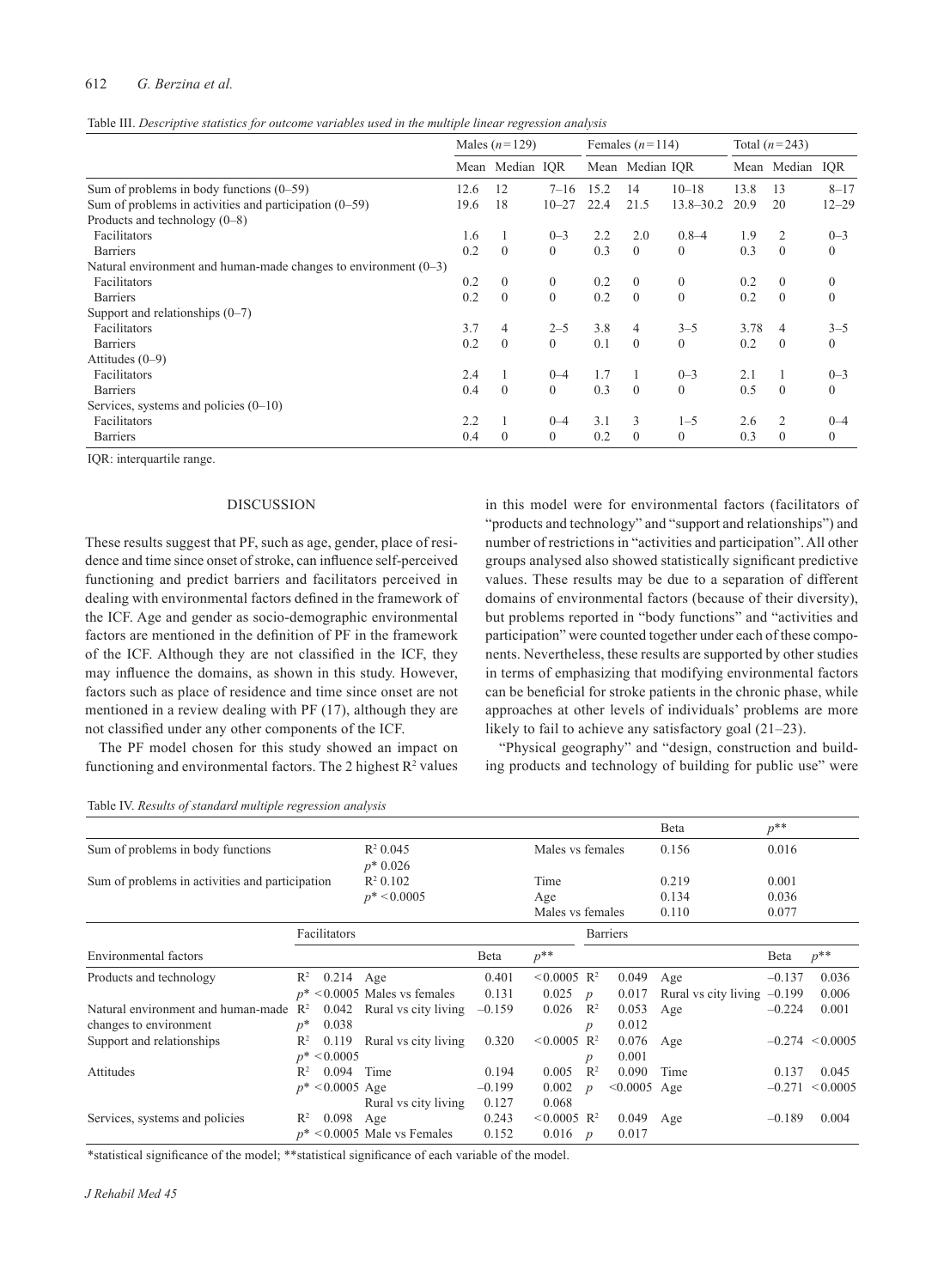Table III. *Descriptive statistics for outcome variables used in the multiple linear regression analysis*

| | Males (*n*=129) | | | Females (*n*=114) | | | Total (*n*=243) | | |
|---|---|---|---|---|---|---|---|---|---|
| | Mean | Median | IQR | Mean | Median | IQR | Mean | Median | IQR |
| Sum of problems in body functions (0–59) | 12.6 | 12 | 7–16 | 15.2 | 14 | 10–18 | 13.8 | 13 | 8–17 |
| Sum of problems in activities and participation (0–59) | 19.6 | 18 | 10–27 | 22.4 | 21.5 | 13.8–30.2 | 20.9 | 20 | 12–29 |
| Products and technology (0–8) | | | | | | | | | |
| Facilitators | 1.6 | 1 | 0–3 | 2.2 | 2.0 | 0.8–4 | 1.9 | 2 | 0–3 |
| Barriers | 0.2 | 0 | 0 | 0.3 | 0 | 0 | 0.3 | 0 | 0 |
| Natural environment and human-made changes to environment (0–3) | | | | | | | | | |
| Facilitators | 0.2 | 0 | 0 | 0.2 | 0 | 0 | 0.2 | 0 | 0 |
| Barriers | 0.2 | 0 | 0 | 0.2 | 0 | 0 | 0.2 | 0 | 0 |
| Support and relationships (0–7) | | | | | | | | | |
| Facilitators | 3.7 | 4 | 2–5 | 3.8 | 4 | 3–5 | 3.78 | 4 | 3–5 |
| Barriers | 0.2 | 0 | 0 | 0.1 | 0 | 0 | 0.2 | 0 | 0 |
| Attitudes (0–9) | | | | | | | | | |
| Facilitators | 2.4 | 1 | 0–4 | 1.7 | 1 | 0–3 | 2.1 | 1 | 0–3 |
| Barriers | 0.4 | 0 | 0 | 0.3 | 0 | 0 | 0.5 | 0 | 0 |
| Services, systems and policies (0–10) | | | | | | | | | |
| Facilitators | 2.2 | 1 | 0–4 | 3.1 | 3 | 1–5 | 2.6 | 2 | 0–4 |
| Barriers | 0.4 | 0 | 0 | 0.2 | 0 | 0 | 0.3 | 0 | 0 |

IQR: interquartile range.

## DISCUSSION

These results suggest that PF, such as age, gender, place of residence and time since onset of stroke, can influence self-perceived functioning and predict barriers and facilitators perceived in dealing with environmental factors defined in the framework of the ICF. Age and gender as socio-demographic environmental factors are mentioned in the definition of PF in the framework of the ICF. Although they are not classified in the ICF, they may influence the domains, as shown in this study. However, factors such as place of residence and time since onset are not mentioned in a review dealing with PF (17), although they are not classified under any other components of the ICF.

The PF model chosen for this study showed an impact on functioning and environmental factors. The 2 highest $R^2$ values in this model were for environmental factors (facilitators of "products and technology" and "support and relationships") and number of restrictions in "activities and participation". All other groups analysed also showed statistically significant predictive values. These results may be due to a separation of different domains of environmental factors (because of their diversity), but problems reported in "body functions" and "activities and participation" were counted together under each of these components. Nevertheless, these results are supported by other studies in terms of emphasizing that modifying environmental factors can be beneficial for stroke patients in the chronic phase, while approaches at other levels of individuals' problems are more likely to fail to achieve any satisfactory goal (21–23).

"Physical geography" and "design, construction and building products and technology of building for public use" were

Table IV. *Results of standard multiple regression analysis*

| | | | Beta | $p$** |
|---|---|---|---|---|
| Sum of problems in body functions | $R^2$ 0.045; $p$* 0.026 | Males vs females | 0.156 | 0.016 |
| Sum of problems in activities and participation | $R^2$ 0.102; $p$* <0.0005 | Time | 0.219 | 0.001 |
| | | Age | 0.134 | 0.036 |
| | | Males vs females | 0.110 | 0.077 |

| Environmental factors | Facilitators | | Beta | $p$** | Barriers | | Beta | $p$** |
|---|---|---|---|---|---|---|---|---|
| Products and technology | $R^2$ 0.214; $p$* <0.0005 | Age | 0.401 | <0.0005 | $R^2$ 0.049; $p$ 0.017 | Age | –0.137 | 0.036 |
| | | Males vs females | 0.131 | 0.025 | | Rural vs city living | –0.199 | 0.006 |
| Natural environment and human-made changes to environment | $R^2$ 0.042; $p$* 0.038 | Rural vs city living | –0.159 | 0.026 | $R^2$ 0.053; $p$ 0.012 | Age | –0.224 | 0.001 |
| Support and relationships | $R^2$ 0.119; $p$* <0.0005 | Rural vs city living | 0.320 | <0.0005 | $R^2$ 0.076; $p$ 0.001 | Age | –0.274 | <0.0005 |
| Attitudes | $R^2$ 0.094; $p$* <0.0005 | Time | 0.194 | 0.005 | $R^2$ 0.090; $p$ <0.0005 | Time | 0.137 | 0.045 |
| | | Age | –0.199 | 0.002 | | Age | –0.271 | <0.0005 |
| | | Rural vs city living | 0.127 | 0.068 | | | | |
| Services, systems and policies | $R^2$ 0.098; $p$* <0.0005 | Age | 0.243 | <0.0005 | $R^2$ 0.049; $p$ 0.017 | Age | –0.189 | 0.004 |
| | | Male vs Females | 0.152 | 0.016 | | | | |

*statistical significance of the model; **statistical significance of each variable of the model.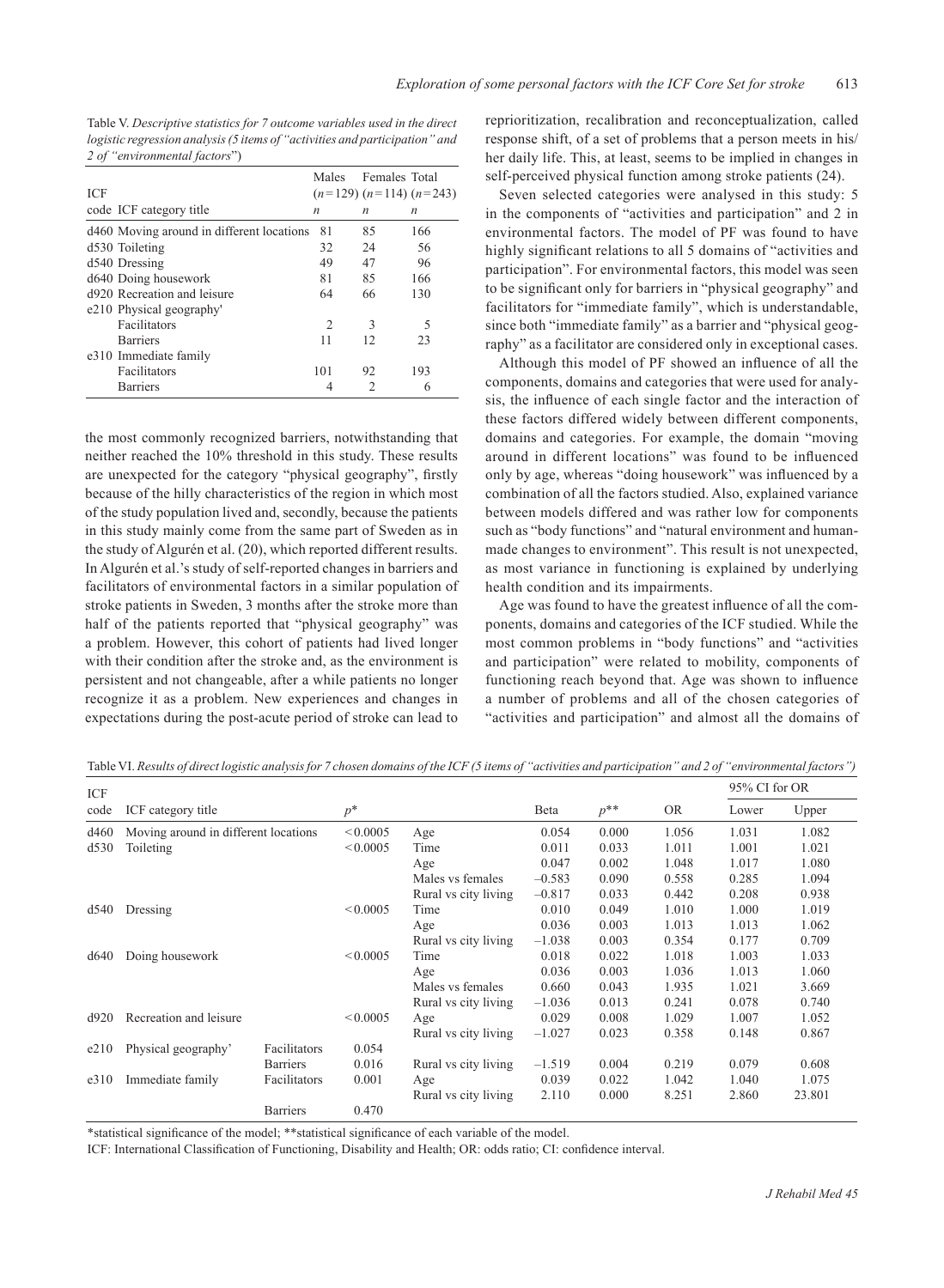Table V. *Descriptive statistics for 7 outcome variables used in the direct logistic regression analysis (5 items of "activities and participation" and 2 of "environmental factors")*

| ICF code | ICF category title | Males (n=129) n | Females (n=114) n | Total (n=243) n |
|---|---|---|---|---|
| d460 | Moving around in different locations | 81 | 85 | 166 |
| d530 | Toileting | 32 | 24 | 56 |
| d540 | Dressing | 49 | 47 | 96 |
| d640 | Doing housework | 81 | 85 | 166 |
| d920 | Recreation and leisure | 64 | 66 | 130 |
| e210 | Physical geography' | | | |
| | Facilitators | 2 | 3 | 5 |
| | Barriers | 11 | 12 | 23 |
| e310 | Immediate family | | | |
| | Facilitators | 101 | 92 | 193 |
| | Barriers | 4 | 2 | 6 |

the most commonly recognized barriers, notwithstanding that neither reached the 10% threshold in this study. These results are unexpected for the category "physical geography", firstly because of the hilly characteristics of the region in which most of the study population lived and, secondly, because the patients in this study mainly come from the same part of Sweden as in the study of Algurén et al. (20), which reported different results. In Algurén et al.'s study of self-reported changes in barriers and facilitators of environmental factors in a similar population of stroke patients in Sweden, 3 months after the stroke more than half of the patients reported that "physical geography" was a problem. However, this cohort of patients had lived longer with their condition after the stroke and, as the environment is persistent and not changeable, after a while patients no longer recognize it as a problem. New experiences and changes in expectations during the post-acute period of stroke can lead to reprioritization, recalibration and reconceptualization, called response shift, of a set of problems that a person meets in his/her daily life. This, at least, seems to be implied in changes in self-perceived physical function among stroke patients (24).

Seven selected categories were analysed in this study: 5 in the components of "activities and participation" and 2 in environmental factors. The model of PF was found to have highly significant relations to all 5 domains of "activities and participation". For environmental factors, this model was seen to be significant only for barriers in "physical geography" and facilitators for "immediate family", which is understandable, since both "immediate family" as a barrier and "physical geography" as a facilitator are considered only in exceptional cases.

Although this model of PF showed an influence of all the components, domains and categories that were used for analysis, the influence of each single factor and the interaction of these factors differed widely between different components, domains and categories. For example, the domain "moving around in different locations" was found to be influenced only by age, whereas "doing housework" was influenced by a combination of all the factors studied. Also, explained variance between models differed and was rather low for components such as "body functions" and "natural environment and human-made changes to environment". This result is not unexpected, as most variance in functioning is explained by underlying health condition and its impairments.

Age was found to have the greatest influence of all the components, domains and categories of the ICF studied. While the most common problems in "body functions" and "activities and participation" were related to mobility, components of functioning reach beyond that. Age was shown to influence a number of problems and all of the chosen categories of "activities and participation" and almost all the domains of

Table VI. *Results of direct logistic analysis for 7 chosen domains of the ICF (5 items of "activities and participation" and 2 of "environmental factors")*

| ICF code | ICF category title | | $p$* | | Beta | $p$** | OR | 95% CI for OR Lower | Upper |
|---|---|---|---|---|---|---|---|---|---|
| d460 | Moving around in different locations | | <0.0005 | Age | 0.054 | 0.000 | 1.056 | 1.031 | 1.082 |
| d530 | Toileting | | <0.0005 | Time | 0.011 | 0.033 | 1.011 | 1.001 | 1.021 |
| | | | | Age | 0.047 | 0.002 | 1.048 | 1.017 | 1.080 |
| | | | | Males vs females | –0.583 | 0.090 | 0.558 | 0.285 | 1.094 |
| | | | | Rural vs city living | –0.817 | 0.033 | 0.442 | 0.208 | 0.938 |
| d540 | Dressing | | <0.0005 | Time | 0.010 | 0.049 | 1.010 | 1.000 | 1.019 |
| | | | | Age | 0.036 | 0.003 | 1.013 | 1.013 | 1.062 |
| | | | | Rural vs city living | –1.038 | 0.003 | 0.354 | 0.177 | 0.709 |
| d640 | Doing housework | | <0.0005 | Time | 0.018 | 0.022 | 1.018 | 1.003 | 1.033 |
| | | | | Age | 0.036 | 0.003 | 1.036 | 1.013 | 1.060 |
| | | | | Males vs females | 0.660 | 0.043 | 1.935 | 1.021 | 3.669 |
| | | | | Rural vs city living | –1.036 | 0.013 | 0.241 | 0.078 | 0.740 |
| d920 | Recreation and leisure | | <0.0005 | Age | 0.029 | 0.008 | 1.029 | 1.007 | 1.052 |
| | | | | Rural vs city living | –1.027 | 0.023 | 0.358 | 0.148 | 0.867 |
| e210 | Physical geography' | Facilitators | 0.054 | | | | | | |
| | | Barriers | 0.016 | Rural vs city living | –1.519 | 0.004 | 0.219 | 0.079 | 0.608 |
| e310 | Immediate family | Facilitators | 0.001 | Age | 0.039 | 0.022 | 1.042 | 1.040 | 1.075 |
| | | | | Rural vs city living | 2.110 | 0.000 | 8.251 | 2.860 | 23.801 |
| | | Barriers | 0.470 | | | | | | |

*statistical significance of the model; **statistical significance of each variable of the model.

ICF: International Classification of Functioning, Disability and Health; OR: odds ratio; CI: confidence interval.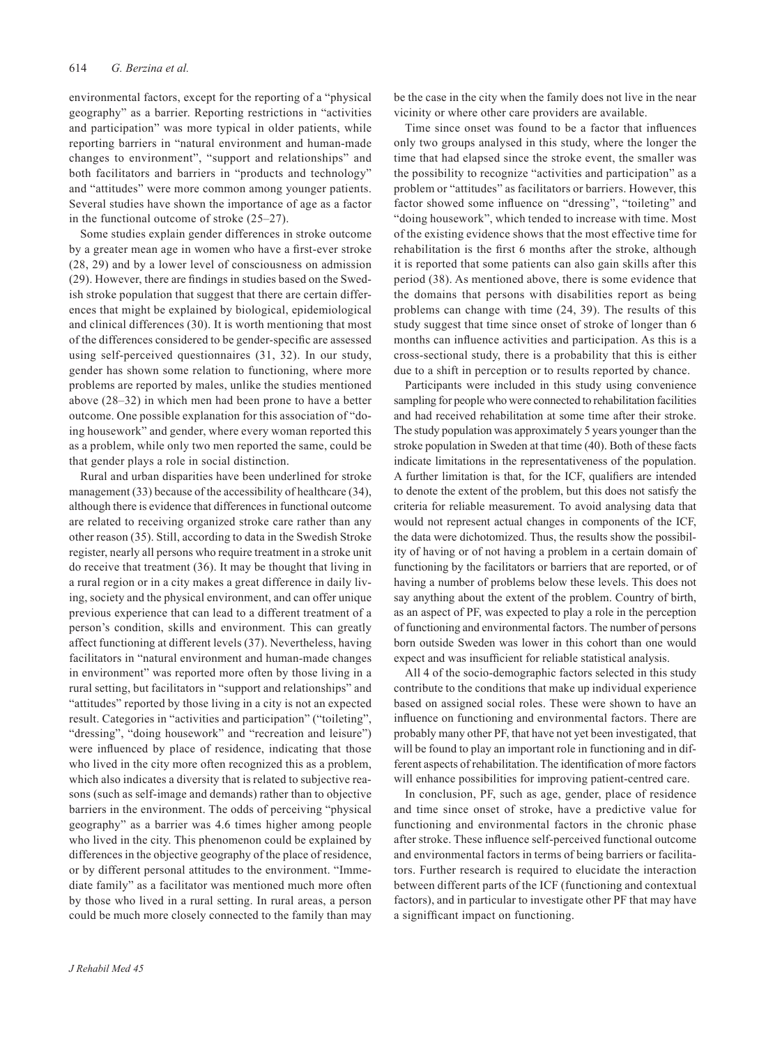environmental factors, except for the reporting of a "physical geography" as a barrier. Reporting restrictions in "activities and participation" was more typical in older patients, while reporting barriers in "natural environment and human-made changes to environment", "support and relationships" and both facilitators and barriers in "products and technology" and "attitudes" were more common among younger patients. Several studies have shown the importance of age as a factor in the functional outcome of stroke (25–27).

Some studies explain gender differences in stroke outcome by a greater mean age in women who have a first-ever stroke (28, 29) and by a lower level of consciousness on admission (29). However, there are findings in studies based on the Swedish stroke population that suggest that there are certain differences that might be explained by biological, epidemiological and clinical differences (30). It is worth mentioning that most of the differences considered to be gender-specific are assessed using self-perceived questionnaires (31, 32). In our study, gender has shown some relation to functioning, where more problems are reported by males, unlike the studies mentioned above (28–32) in which men had been prone to have a better outcome. One possible explanation for this association of "doing housework" and gender, where every woman reported this as a problem, while only two men reported the same, could be that gender plays a role in social distinction.

Rural and urban disparities have been underlined for stroke management (33) because of the accessibility of healthcare (34), although there is evidence that differences in functional outcome are related to receiving organized stroke care rather than any other reason (35). Still, according to data in the Swedish Stroke register, nearly all persons who require treatment in a stroke unit do receive that treatment (36). It may be thought that living in a rural region or in a city makes a great difference in daily living, society and the physical environment, and can offer unique previous experience that can lead to a different treatment of a person's condition, skills and environment. This can greatly affect functioning at different levels (37). Nevertheless, having facilitators in "natural environment and human-made changes in environment" was reported more often by those living in a rural setting, but facilitators in "support and relationships" and "attitudes" reported by those living in a city is not an expected result. Categories in "activities and participation" ("toileting", "dressing", "doing housework" and "recreation and leisure") were influenced by place of residence, indicating that those who lived in the city more often recognized this as a problem, which also indicates a diversity that is related to subjective reasons (such as self-image and demands) rather than to objective barriers in the environment. The odds of perceiving "physical geography" as a barrier was 4.6 times higher among people who lived in the city. This phenomenon could be explained by differences in the objective geography of the place of residence, or by different personal attitudes to the environment. "Immediate family" as a facilitator was mentioned much more often by those who lived in a rural setting. In rural areas, a person could be much more closely connected to the family than may be the case in the city when the family does not live in the near vicinity or where other care providers are available.

Time since onset was found to be a factor that influences only two groups analysed in this study, where the longer the time that had elapsed since the stroke event, the smaller was the possibility to recognize "activities and participation" as a problem or "attitudes" as facilitators or barriers. However, this factor showed some influence on "dressing", "toileting" and "doing housework", which tended to increase with time. Most of the existing evidence shows that the most effective time for rehabilitation is the first 6 months after the stroke, although it is reported that some patients can also gain skills after this period (38). As mentioned above, there is some evidence that the domains that persons with disabilities report as being problems can change with time (24, 39). The results of this study suggest that time since onset of stroke of longer than 6 months can influence activities and participation. As this is a cross-sectional study, there is a probability that this is either due to a shift in perception or to results reported by chance.

Participants were included in this study using convenience sampling for people who were connected to rehabilitation facilities and had received rehabilitation at some time after their stroke. The study population was approximately 5 years younger than the stroke population in Sweden at that time (40). Both of these facts indicate limitations in the representativeness of the population. A further limitation is that, for the ICF, qualifiers are intended to denote the extent of the problem, but this does not satisfy the criteria for reliable measurement. To avoid analysing data that would not represent actual changes in components of the ICF, the data were dichotomized. Thus, the results show the possibility of having or of not having a problem in a certain domain of functioning by the facilitators or barriers that are reported, or of having a number of problems below these levels. This does not say anything about the extent of the problem. Country of birth, as an aspect of PF, was expected to play a role in the perception of functioning and environmental factors. The number of persons born outside Sweden was lower in this cohort than one would expect and was insufficient for reliable statistical analysis.

All 4 of the socio-demographic factors selected in this study contribute to the conditions that make up individual experience based on assigned social roles. These were shown to have an influence on functioning and environmental factors. There are probably many other PF, that have not yet been investigated, that will be found to play an important role in functioning and in different aspects of rehabilitation. The identification of more factors will enhance possibilities for improving patient-centred care.

In conclusion, PF, such as age, gender, place of residence and time since onset of stroke, have a predictive value for functioning and environmental factors in the chronic phase after stroke. These influence self-perceived functional outcome and environmental factors in terms of being barriers or facilitators. Further research is required to elucidate the interaction between different parts of the ICF (functioning and contextual factors), and in particular to investigate other PF that may have a signifficant impact on functioning.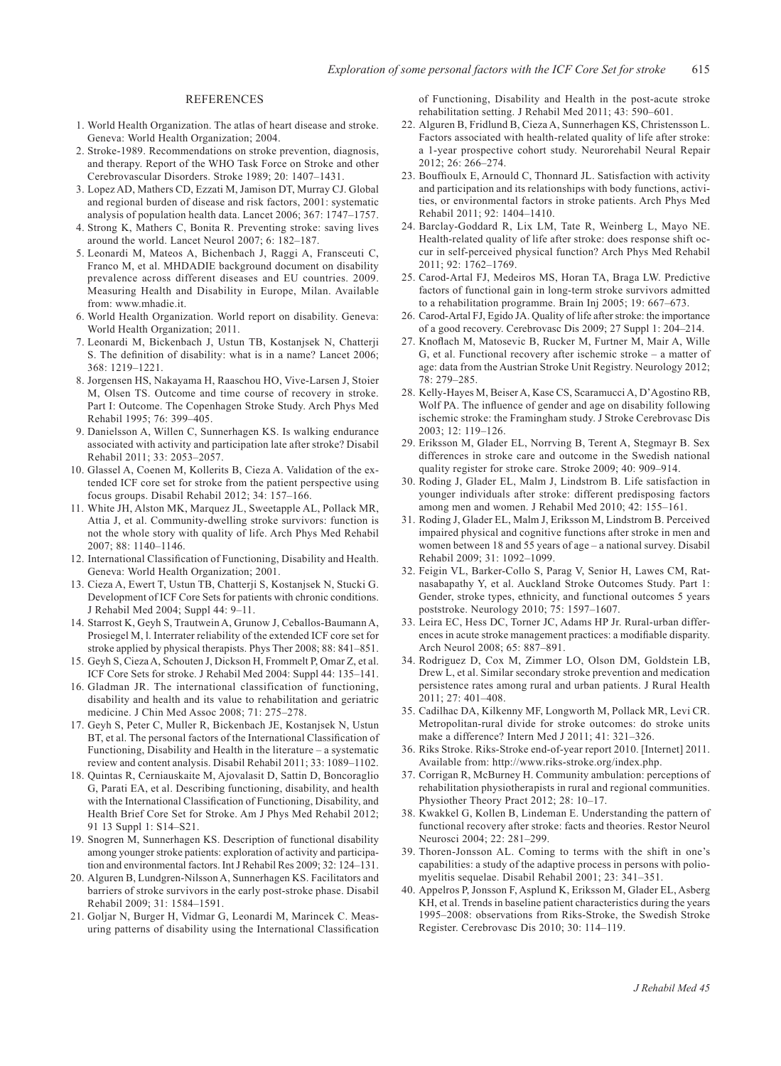## REFERENCES

1. World Health Organization. The atlas of heart disease and stroke. Geneva: World Health Organization; 2004.
2. Stroke-1989. Recommendations on stroke prevention, diagnosis, and therapy. Report of the WHO Task Force on Stroke and other Cerebrovascular Disorders. Stroke 1989; 20: 1407–1431.
3. Lopez AD, Mathers CD, Ezzati M, Jamison DT, Murray CJ. Global and regional burden of disease and risk factors, 2001: systematic analysis of population health data. Lancet 2006; 367: 1747–1757.
4. Strong K, Mathers C, Bonita R. Preventing stroke: saving lives around the world. Lancet Neurol 2007; 6: 182–187.
5. Leonardi M, Mateos A, Bichenbach J, Raggi A, Fransceuti C, Franco M, et al. MHDADIE background document on disability prevalence across different diseases and EU countries. 2009. Measuring Health and Disability in Europe, Milan. Available from: www.mhadie.it.
6. World Health Organization. World report on disability. Geneva: World Health Organization; 2011.
7. Leonardi M, Bickenbach J, Ustun TB, Kostanjsek N, Chatterji S. The definition of disability: what is in a name? Lancet 2006; 368: 1219–1221.
8. Jorgensen HS, Nakayama H, Raaschou HO, Vive-Larsen J, Stoier M, Olsen TS. Outcome and time course of recovery in stroke. Part I: Outcome. The Copenhagen Stroke Study. Arch Phys Med Rehabil 1995; 76: 399–405.
9. Danielsson A, Willen C, Sunnerhagen KS. Is walking endurance associated with activity and participation late after stroke? Disabil Rehabil 2011; 33: 2053–2057.
10. Glassel A, Coenen M, Kollerits B, Cieza A. Validation of the extended ICF core set for stroke from the patient perspective using focus groups. Disabil Rehabil 2012; 34: 157–166.
11. White JH, Alston MK, Marquez JL, Sweetapple AL, Pollack MR, Attia J, et al. Community-dwelling stroke survivors: function is not the whole story with quality of life. Arch Phys Med Rehabil 2007; 88: 1140–1146.
12. International Classification of Functioning, Disability and Health. Geneva: World Health Organization; 2001.
13. Cieza A, Ewert T, Ustun TB, Chatterji S, Kostanjsek N, Stucki G. Development of ICF Core Sets for patients with chronic conditions. J Rehabil Med 2004; Suppl 44: 9–11.
14. Starrost K, Geyh S, Trautwein A, Grunow J, Ceballos-Baumann A, Prosiegel M, l. Interrater reliability of the extended ICF core set for stroke applied by physical therapists. Phys Ther 2008; 88: 841–851.
15. Geyh S, Cieza A, Schouten J, Dickson H, Frommelt P, Omar Z, et al. ICF Core Sets for stroke. J Rehabil Med 2004: Suppl 44: 135–141.
16. Gladman JR. The international classification of functioning, disability and health and its value to rehabilitation and geriatric medicine. J Chin Med Assoc 2008; 71: 275–278.
17. Geyh S, Peter C, Muller R, Bickenbach JE, Kostanjsek N, Ustun BT, et al. The personal factors of the International Classification of Functioning, Disability and Health in the literature – a systematic review and content analysis. Disabil Rehabil 2011; 33: 1089–1102.
18. Quintas R, Cerniauskaite M, Ajovalasit D, Sattin D, Boncoraglio G, Parati EA, et al. Describing functioning, disability, and health with the International Classification of Functioning, Disability, and Health Brief Core Set for Stroke. Am J Phys Med Rehabil 2012; 91 13 Suppl 1: S14–S21.
19. Sonngren M, Sunnerhagen KS. Description of functional disability among younger stroke patients: exploration of activity and participation and environmental factors. Int J Rehabil Res 2009; 32: 124–131.
20. Alguren B, Lundgren-Nilsson A, Sunnerhagen KS. Facilitators and barriers of stroke survivors in the early post-stroke phase. Disabil Rehabil 2009; 31: 1584–1591.
21. Goljar N, Burger H, Vidmar G, Leonardi M, Marincek C. Measuring patterns of disability using the International Classification of Functioning, Disability and Health in the post-acute stroke rehabilitation setting. J Rehabil Med 2011; 43: 590–601.
22. Alguren B, Fridlund B, Cieza A, Sunnerhagen KS, Christensson L. Factors associated with health-related quality of life after stroke: a 1-year prospective cohort study. Neurorehabil Neural Repair 2012; 26: 266–274.
23. Bouffioulx E, Arnould C, Thonnard JL. Satisfaction with activity and participation and its relationships with body functions, activities, or environmental factors in stroke patients. Arch Phys Med Rehabil 2011; 92: 1404–1410.
24. Barclay-Goddard R, Lix LM, Tate R, Weinberg L, Mayo NE. Health-related quality of life after stroke: does response shift occur in self-perceived physical function? Arch Phys Med Rehabil 2011; 92: 1762–1769.
25. Carod-Artal FJ, Medeiros MS, Horan TA, Braga LW. Predictive factors of functional gain in long-term stroke survivors admitted to a rehabilitation programme. Brain Inj 2005; 19: 667–673.
26. Carod-Artal FJ, Egido JA. Quality of life after stroke: the importance of a good recovery. Cerebrovasc Dis 2009; 27 Suppl 1: 204–214.
27. Knoflach M, Matosevic B, Rucker M, Furtner M, Mair A, Wille G, et al. Functional recovery after ischemic stroke – a matter of age: data from the Austrian Stroke Unit Registry. Neurology 2012; 78: 279–285.
28. Kelly-Hayes M, Beiser A, Kase CS, Scaramucci A, D'Agostino RB, Wolf PA. The influence of gender and age on disability following ischemic stroke: the Framingham study. J Stroke Cerebrovasc Dis 2003; 12: 119–126.
29. Eriksson M, Glader EL, Norrving B, Terent A, Stegmayr B. Sex differences in stroke care and outcome in the Swedish national quality register for stroke care. Stroke 2009; 40: 909–914.
30. Roding J, Glader EL, Malm J, Lindstrom B. Life satisfaction in younger individuals after stroke: different predisposing factors among men and women. J Rehabil Med 2010; 42: 155–161.
31. Roding J, Glader EL, Malm J, Eriksson M, Lindstrom B. Perceived impaired physical and cognitive functions after stroke in men and women between 18 and 55 years of age – a national survey. Disabil Rehabil 2009; 31: 1092–1099.
32. Feigin VL, Barker-Collo S, Parag V, Senior H, Lawes CM, Ratnasabapathy Y, et al. Auckland Stroke Outcomes Study. Part 1: Gender, stroke types, ethnicity, and functional outcomes 5 years poststroke. Neurology 2010; 75: 1597–1607.
33. Leira EC, Hess DC, Torner JC, Adams HP Jr. Rural-urban differences in acute stroke management practices: a modifiable disparity. Arch Neurol 2008; 65: 887–891.
34. Rodriguez D, Cox M, Zimmer LO, Olson DM, Goldstein LB, Drew L, et al. Similar secondary stroke prevention and medication persistence rates among rural and urban patients. J Rural Health 2011; 27: 401–408.
35. Cadilhac DA, Kilkenny MF, Longworth M, Pollack MR, Levi CR. Metropolitan-rural divide for stroke outcomes: do stroke units make a difference? Intern Med J 2011; 41: 321–326.
36. Riks Stroke. Riks-Stroke end-of-year report 2010. [Internet] 2011. Available from: http://www.riks-stroke.org/index.php.
37. Corrigan R, McBurney H. Community ambulation: perceptions of rehabilitation physiotherapists in rural and regional communities. Physiother Theory Pract 2012; 28: 10–17.
38. Kwakkel G, Kollen B, Lindeman E. Understanding the pattern of functional recovery after stroke: facts and theories. Restor Neurol Neurosci 2004; 22: 281–299.
39. Thoren-Jonsson AL. Coming to terms with the shift in one's capabilities: a study of the adaptive process in persons with poliomyelitis sequelae. Disabil Rehabil 2001; 23: 341–351.
40. Appelros P, Jonsson F, Asplund K, Eriksson M, Glader EL, Asberg KH, et al. Trends in baseline patient characteristics during the years 1995–2008: observations from Riks-Stroke, the Swedish Stroke Register. Cerebrovasc Dis 2010; 30: 114–119.